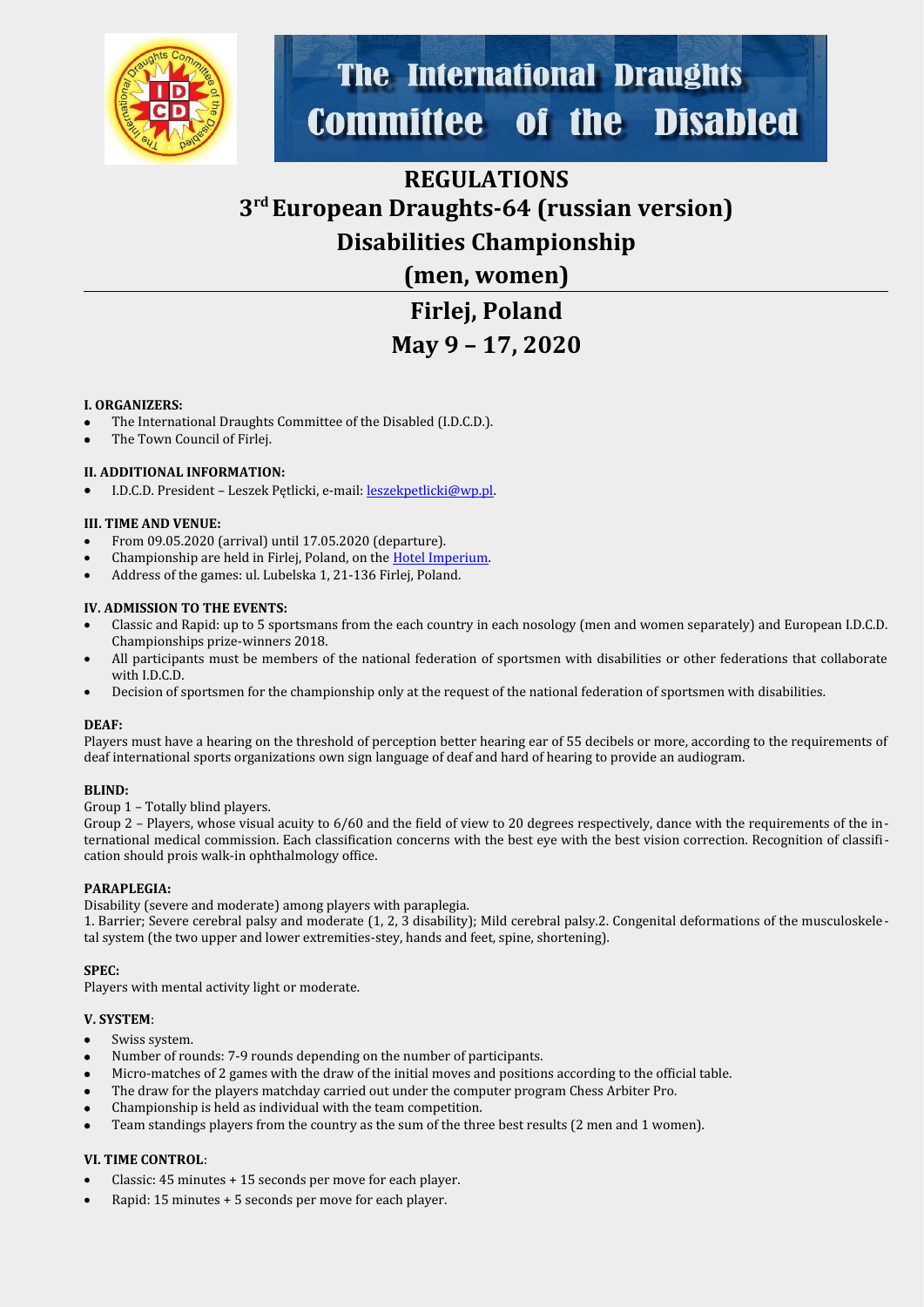# The International Draughts Committee of the Disabled

# REGULATIONS

## 3rd European Draughts-64 (russian version) Disabilities Championship (men, women)

## Firlej, Poland

## May 9 – 17, 2020

**I. ORGANIZERS:**

- The International Draughts Committee of the Disabled (I.D.C.D.).
- The Town Council of Firlej.

**II. ADDITIONAL INFORMATION:**

- I.D.C.D. President – Leszek Pętlicki, e-mail: leszekpetlicki@wp.pl.

**III. TIME AND VENUE:**

- From 09.05.2020 (arrival) until 17.05.2020 (departure).
- Championship are held in Firlej, Poland, on the Hotel Imperium.
- Address of the games: ul. Lubelska 1, 21-136 Firlej, Poland.

**IV. ADMISSION TO THE EVENTS:**

- Classic and Rapid: up to 5 sportsmans from the each country in each nosology (men and women separately) and European I.D.C.D. Championships prize-winners 2018.
- All participants must be members of the national federation of sportsmen with disabilities or other federations that collaborate with I.D.C.D.
- Decision of sportsmen for the championship only at the request of the national federation of sportsmen with disabilities.

**DEAF:**

Players must have a hearing on the threshold of perception better hearing ear of 55 decibels or more, according to the requirements of deaf international sports organizations own sign language of deaf and hard of hearing to provide an audiogram.

**BLIND:**

Group 1 – Totally blind players.

Group 2 – Players, whose visual acuity to 6/60 and the field of view to 20 degrees respectively, dance with the requirements of the international medical commission. Each classification concerns with the best eye with the best vision correction. Recognition of classification should prois walk-in ophthalmology office.

**PARAPLEGIA:**

Disability (severe and moderate) among players with paraplegia.

1. Barrier; Severe cerebral palsy and moderate (1, 2, 3 disability); Mild cerebral palsy.2. Congenital deformations of the musculoskeletal system (the two upper and lower extremities-stey, hands and feet, spine, shortening).

**SPEC:**

Players with mental activity light or moderate.

**V. SYSTEM**:

- Swiss system.
- Number of rounds: 7-9 rounds depending on the number of participants.
- Micro-matches of 2 games with the draw of the initial moves and positions according to the official table.
- The draw for the players matchday carried out under the computer program Chess Arbiter Pro.
- Championship is held as individual with the team competition.
- Team standings players from the country as the sum of the three best results (2 men and 1 women).

**VI. TIME CONTROL**:

- Classic: 45 minutes + 15 seconds per move for each player.
- Rapid: 15 minutes + 5 seconds per move for each player.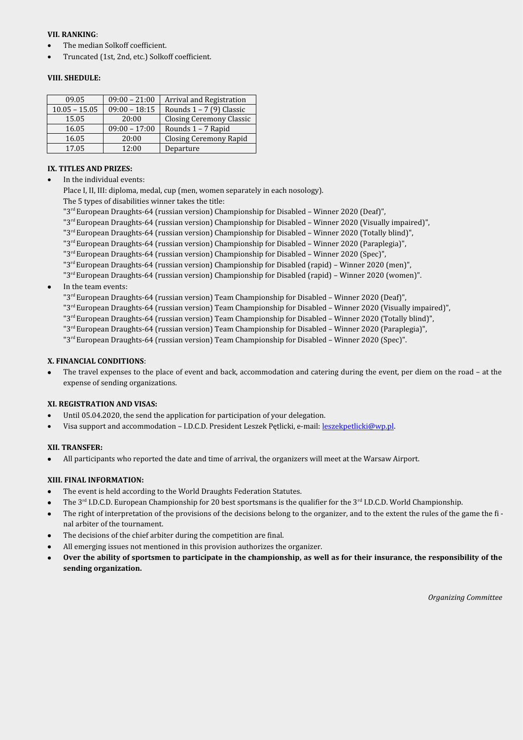**VII. RANKING**:

- The median Solkoff coefficient.
- Truncated (1st, 2nd, etc.) Solkoff coefficient.

**VIII. SHEDULE:**

| 09.05 | 09:00 – 21:00 | Arrival and Registration |
|---|---|---|
| 10.05 – 15.05 | 09:00 – 18:15 | Rounds 1 – 7 (9) Classic |
| 15.05 | 20:00 | Closing Ceremony Classic |
| 16.05 | 09:00 – 17:00 | Rounds 1 – 7 Rapid |
| 16.05 | 20:00 | Closing Ceremony Rapid |
| 17.05 | 12:00 | Departure |

**IX. TITLES AND PRIZES:**

- In the individual events:
  Place I, II, III: diploma, medal, cup (men, women separately in each nosology).
  The 5 types of disabilities winner takes the title:
  "3rd European Draughts-64 (russian version) Championship for Disabled – Winner 2020 (Deaf)",
  "3rd European Draughts-64 (russian version) Championship for Disabled – Winner 2020 (Visually impaired)",
  "3rd European Draughts-64 (russian version) Championship for Disabled – Winner 2020 (Totally blind)",
  "3rd European Draughts-64 (russian version) Championship for Disabled – Winner 2020 (Paraplegia)",
  "3rd European Draughts-64 (russian version) Championship for Disabled – Winner 2020 (Spec)",
  "3rd European Draughts-64 (russian version) Championship for Disabled (rapid) – Winner 2020 (men)",
  "3rd European Draughts-64 (russian version) Championship for Disabled (rapid) – Winner 2020 (women)".
- In the team events:
  "3rd European Draughts-64 (russian version) Team Championship for Disabled – Winner 2020 (Deaf)",
  "3rd European Draughts-64 (russian version) Team Championship for Disabled – Winner 2020 (Visually impaired)",
  "3rd European Draughts-64 (russian version) Team Championship for Disabled – Winner 2020 (Totally blind)",
  "3rd European Draughts-64 (russian version) Team Championship for Disabled – Winner 2020 (Paraplegia)",
  "3rd European Draughts-64 (russian version) Team Championship for Disabled – Winner 2020 (Spec)".

**X. FINANCIAL CONDITIONS**:

- The travel expenses to the place of event and back, accommodation and catering during the event, per diem on the road – at the expense of sending organizations.

**XI. REGISTRATION AND VISAS:**

- Until 05.04.2020, the send the application for participation of your delegation.
- Visa support and accommodation – I.D.C.D. President Leszek Pętlicki, e-mail: leszekpetlicki@wp.pl.

**XII. TRANSFER:**

- All participants who reported the date and time of arrival, the organizers will meet at the Warsaw Airport.

**XIII. FINAL INFORMATION:**

- The event is held according to the World Draughts Federation Statutes.
- The 3rd I.D.C.D. European Championship for 20 best sportsmans is the qualifier for the 3rd I.D.C.D. World Championship.
- The right of interpretation of the provisions of the decisions belong to the organizer, and to the extent the rules of the game the final arbiter of the tournament.
- The decisions of the chief arbiter during the competition are final.
- All emerging issues not mentioned in this provision authorizes the organizer.
- **Over the ability of sportsmen to participate in the championship, as well as for their insurance, the responsibility of the sending organization.**

*Organizing Committee*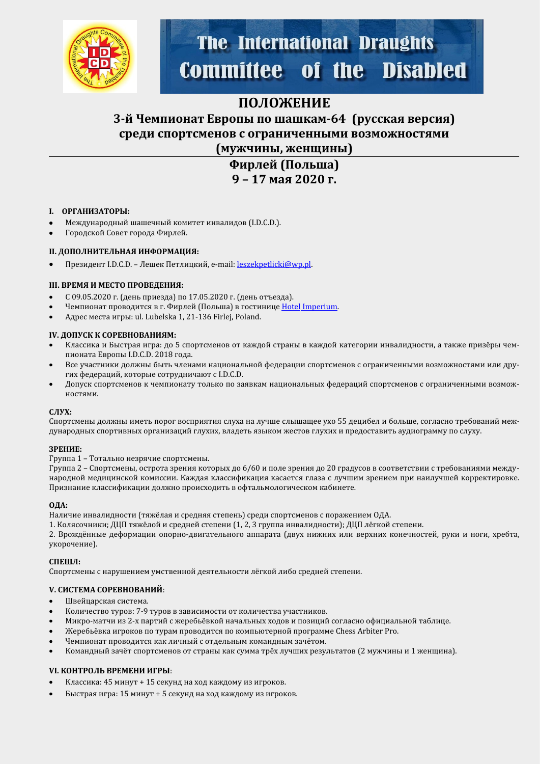The International Draughts Committee of the Disabled

# ПОЛОЖЕНИЕ

## 3-й Чемпионат Европы по шашкам-64 (русская версия) среди спортсменов с ограниченными возможностями (мужчины, женщины)

## Фирлей (Польша) 9 – 17 мая 2020 г.

### I. ОРГАНИЗАТОРЫ:

- Международный шашечный комитет инвалидов (I.D.C.D.).
- Городской Совет города Фирлей.

### II. ДОПОЛНИТЕЛЬНАЯ ИНФОРМАЦИЯ:

- Президент I.D.C.D. – Лешек Петлицкий, e-mail: leszekpetlicki@wp.pl.

### III. ВРЕМЯ И МЕСТО ПРОВЕДЕНИЯ:

- С 09.05.2020 г. (день приезда) по 17.05.2020 г. (день отъезда).
- Чемпионат проводится в г. Фирлей (Польша) в гостинице Hotel Imperium.
- Адрес места игры: ul. Lubelska 1, 21-136 Firlej, Poland.

### IV. ДОПУСК К СОРЕВНОВАНИЯМ:

- Классика и Быстрая игра: до 5 спортсменов от каждой страны в каждой категории инвалидности, а также призёры чемпионата Европы I.D.C.D. 2018 года.
- Все участники должны быть членами национальной федерации спортсменов с ограниченными возможностями или других федераций, которые сотрудничают с I.D.C.D.
- Допуск спортсменов к чемпионату только по заявкам национальных федераций спортсменов с ограниченными возможностями.

**СЛУХ:**

Спортсмены должны иметь порог восприятия слуха на лучше слышащее ухо 55 децибел и больше, согласно требований международных спортивных организаций глухих, владеть языком жестов глухих и предоставить аудиограмму по слуху.

**ЗРЕНИЕ:**

Группа 1 – Тотально незрячие спортсмены.

Группа 2 – Спортсмены, острота зрения которых до 6/60 и поле зрения до 20 градусов в соответствии с требованиями международной медицинской комиссии. Каждая классификация касается глаза с лучшим зрением при наилучшей корректировке. Признание классификации должно происходить в офтальмологическом кабинете.

**ОДА:**

Наличие инвалидности (тяжёлая и средняя степень) среди спортсменов с поражением ОДА.

1. Колясочники; ДЦП тяжёлой и средней степени (1, 2, 3 группа инвалидности); ДЦП лёгкой степени.
2. Врождённые деформации опорно-двигательного аппарата (двух нижних или верхних конечностей, руки и ноги, хребта, укорочение).

**СПЕШЛ:**

Спортсмены с нарушением умственной деятельности лёгкой либо средней степени.

### V. СИСТЕМА СОРЕВНОВАНИЙ:

- Швейцарская система.
- Количество туров: 7-9 туров в зависимости от количества участников.
- Микро-матчи из 2-х партий с жеребьёвкой начальных ходов и позиций согласно официальной таблице.
- Жеребьёвка игроков по турам проводится по компьютерной программе Chess Arbiter Pro.
- Чемпионат проводится как личный с отдельным командным зачётом.
- Командный зачёт спортсменов от страны как сумма трёх лучших результатов (2 мужчины и 1 женщина).

### VI. КОНТРОЛЬ ВРЕМЕНИ ИГРЫ:

- Классика: 45 минут + 15 секунд на ход каждому из игроков.
- Быстрая игра: 15 минут + 5 секунд на ход каждому из игроков.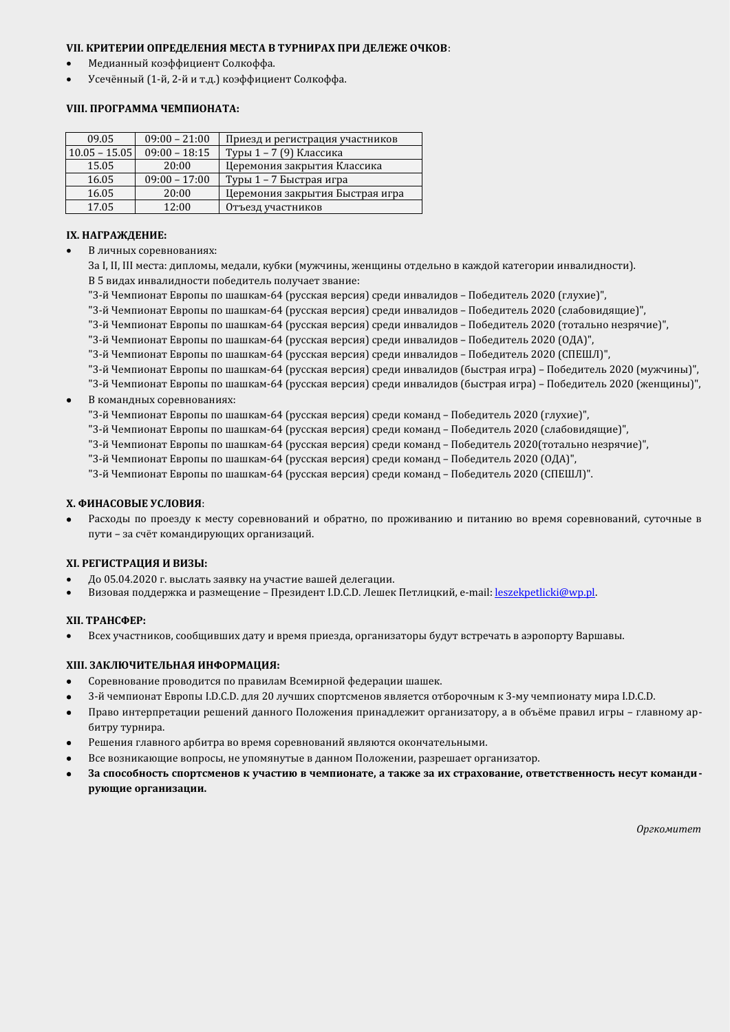### VII. КРИТЕРИИ ОПРЕДЕЛЕНИЯ МЕСТА В ТУРНИРАХ ПРИ ДЕЛЕЖЕ ОЧКОВ:

- Медианный коэффициент Солкоффа.
- Усечённый (1-й, 2-й и т.д.) коэффициент Солкоффа.

### VIII. ПРОГРАММА ЧЕМПИОНАТА:

| 09.05 | 09:00 – 21:00 | Приезд и регистрация участников |
|---|---|---|
| 10.05 – 15.05 | 09:00 – 18:15 | Туры 1 – 7 (9) Классика |
| 15.05 | 20:00 | Церемония закрытия Классика |
| 16.05 | 09:00 – 17:00 | Туры 1 – 7 Быстрая игра |
| 16.05 | 20:00 | Церемония закрытия Быстрая игра |
| 17.05 | 12:00 | Отъезд участников |

### IX. НАГРАЖДЕНИЕ:

- В личных соревнованиях:

  За I, II, III места: дипломы, медали, кубки (мужчины, женщины отдельно в каждой категории инвалидности).
  В 5 видах инвалидности победитель получает звание:
  "3-й Чемпионат Европы по шашкам-64 (русская версия) среди инвалидов – Победитель 2020 (глухие)",
  "3-й Чемпионат Европы по шашкам-64 (русская версия) среди инвалидов – Победитель 2020 (слабовидящие)",
  "3-й Чемпионат Европы по шашкам-64 (русская версия) среди инвалидов – Победитель 2020 (тотально незрячие)",
  "3-й Чемпионат Европы по шашкам-64 (русская версия) среди инвалидов – Победитель 2020 (ОДА)",
  "3-й Чемпионат Европы по шашкам-64 (русская версия) среди инвалидов – Победитель 2020 (СПЕШЛ)",
  "3-й Чемпионат Европы по шашкам-64 (русская версия) среди инвалидов (быстрая игра) – Победитель 2020 (мужчины)",
  "3-й Чемпионат Европы по шашкам-64 (русская версия) среди инвалидов (быстрая игра) – Победитель 2020 (женщины)",

- В командных соревнованиях:

  "3-й Чемпионат Европы по шашкам-64 (русская версия) среди команд – Победитель 2020 (глухие)",
  "3-й Чемпионат Европы по шашкам-64 (русская версия) среди команд – Победитель 2020 (слабовидящие)",
  "3-й Чемпионат Европы по шашкам-64 (русская версия) среди команд – Победитель 2020(тотально незрячие)",
  "3-й Чемпионат Европы по шашкам-64 (русская версия) среди команд – Победитель 2020 (ОДА)",
  "3-й Чемпионат Европы по шашкам-64 (русская версия) среди команд – Победитель 2020 (СПЕШЛ)".

### X. ФИНАСОВЫЕ УСЛОВИЯ:

- Расходы по проезду к месту соревнований и обратно, по проживанию и питанию во время соревнований, суточные в пути – за счёт командирующих организаций.

### XI. РЕГИСТРАЦИЯ И ВИЗЫ:

- До 05.04.2020 г. выслать заявку на участие вашей делегации.
- Визовая поддержка и размещение – Президент I.D.C.D. Лешек Петлицкий, e-mail: leszekpetlicki@wp.pl.

### XII. ТРАНСФЕР:

- Всех участников, сообщивших дату и время приезда, организаторы будут встречать в аэропорту Варшавы.

### XIII. ЗАКЛЮЧИТЕЛЬНАЯ ИНФОРМАЦИЯ:

- Соревнование проводится по правилам Всемирной федерации шашек.
- 3-й чемпионат Европы I.D.C.D. для 20 лучших спортсменов является отборочным к 3-му чемпионату мира I.D.C.D.
- Право интерпретации решений данного Положения принадлежит организатору, а в объёме правил игры – главному арбитру турнира.
- Решения главного арбитра во время соревнований являются окончательными.
- Все возникающие вопросы, не упомянутые в данном Положении, разрешает организатор.
- **За способность спортсменов к участию в чемпионате, а также за их страхование, ответственность несут командирующие организации.**

*Оргкомитет*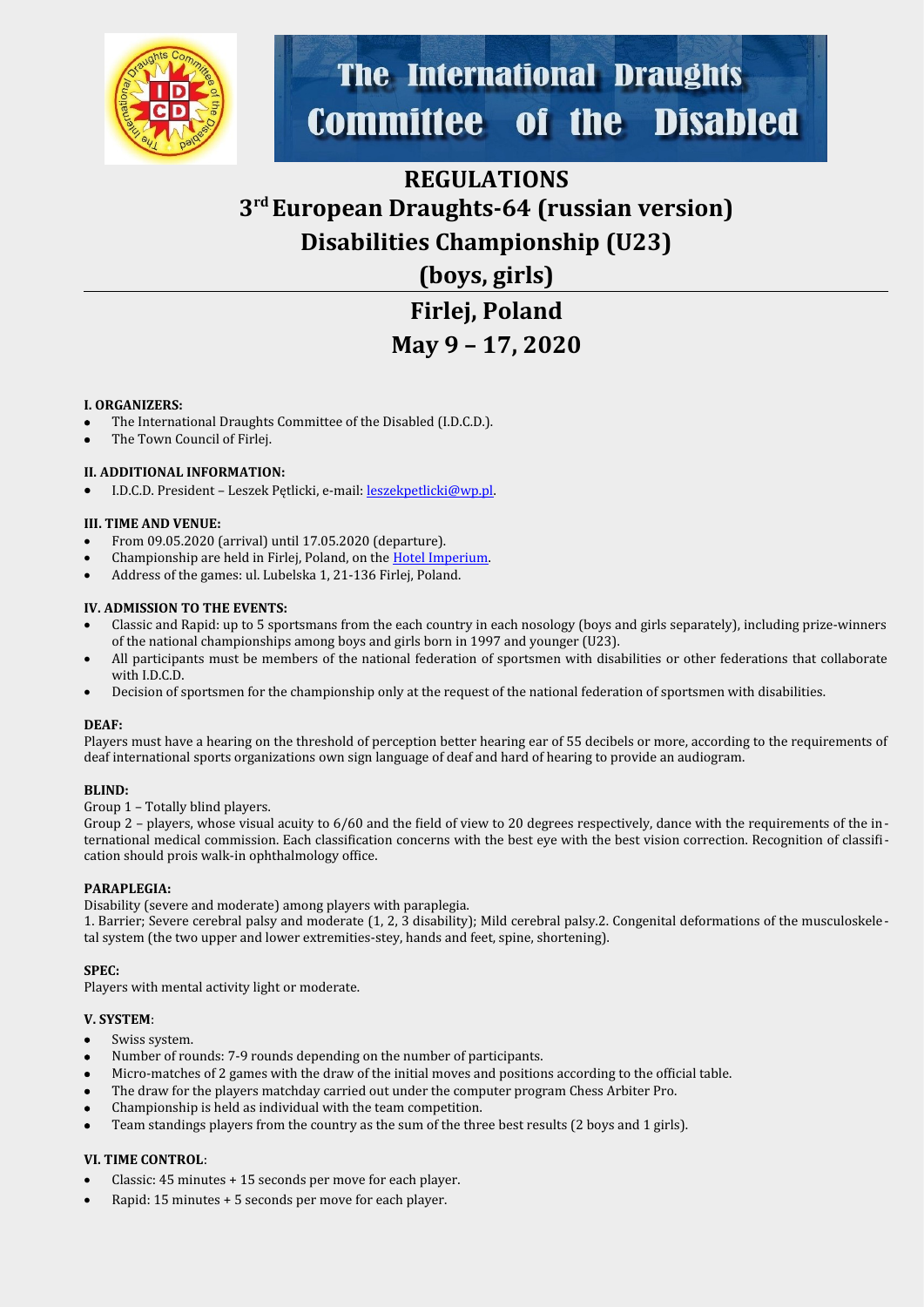# REGULATIONS

# 3rd European Draughts-64 (russian version) Disabilities Championship (U23) (boys, girls)

# Firlej, Poland

# May 9 – 17, 2020

**I. ORGANIZERS:**

- The International Draughts Committee of the Disabled (I.D.C.D.).
- The Town Council of Firlej.

**II. ADDITIONAL INFORMATION:**

- I.D.C.D. President – Leszek Pętlicki, e-mail: leszekpetlicki@wp.pl.

**III. TIME AND VENUE:**

- From 09.05.2020 (arrival) until 17.05.2020 (departure).
- Championship are held in Firlej, Poland, on the Hotel Imperium.
- Address of the games: ul. Lubelska 1, 21-136 Firlej, Poland.

**IV. ADMISSION TO THE EVENTS:**

- Classic and Rapid: up to 5 sportsmans from the each country in each nosology (boys and girls separately), including prize-winners of the national championships among boys and girls born in 1997 and younger (U23).
- All participants must be members of the national federation of sportsmen with disabilities or other federations that collaborate with I.D.C.D.
- Decision of sportsmen for the championship only at the request of the national federation of sportsmen with disabilities.

**DEAF:**

Players must have a hearing on the threshold of perception better hearing ear of 55 decibels or more, according to the requirements of deaf international sports organizations own sign language of deaf and hard of hearing to provide an audiogram.

**BLIND:**

Group 1 – Totally blind players.

Group 2 – players, whose visual acuity to 6/60 and the field of view to 20 degrees respectively, dance with the requirements of the international medical commission. Each classification concerns with the best eye with the best vision correction. Recognition of classification should prois walk-in ophthalmology office.

**PARAPLEGIA:**

Disability (severe and moderate) among players with paraplegia.

1. Barrier; Severe cerebral palsy and moderate (1, 2, 3 disability); Mild cerebral palsy.2. Congenital deformations of the musculoskeletal system (the two upper and lower extremities-stey, hands and feet, spine, shortening).

**SPEC:**

Players with mental activity light or moderate.

**V. SYSTEM**:

- Swiss system.
- Number of rounds: 7-9 rounds depending on the number of participants.
- Micro-matches of 2 games with the draw of the initial moves and positions according to the official table.
- The draw for the players matchday carried out under the computer program Chess Arbiter Pro.
- Championship is held as individual with the team competition.
- Team standings players from the country as the sum of the three best results (2 boys and 1 girls).

**VI. TIME CONTROL**:

- Classic: 45 minutes + 15 seconds per move for each player.
- Rapid: 15 minutes + 5 seconds per move for each player.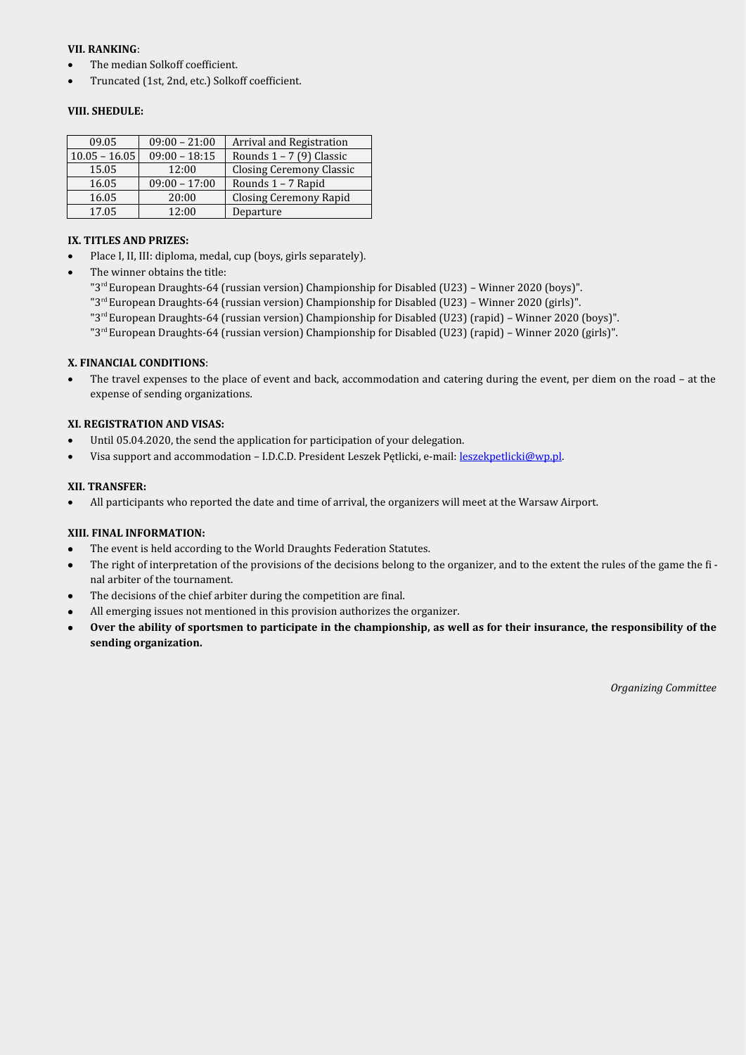**VII. RANKING**:

- The median Solkoff coefficient.
- Truncated (1st, 2nd, etc.) Solkoff coefficient.

**VIII. SHEDULE:**

| 09.05 | 09:00 – 21:00 | Arrival and Registration |
|---|---|---|
| 10.05 – 16.05 | 09:00 – 18:15 | Rounds 1 – 7 (9) Classic |
| 15.05 | 12:00 | Closing Ceremony Classic |
| 16.05 | 09:00 – 17:00 | Rounds 1 – 7 Rapid |
| 16.05 | 20:00 | Closing Ceremony Rapid |
| 17.05 | 12:00 | Departure |

**IX. TITLES AND PRIZES:**

- Place I, II, III: diploma, medal, cup (boys, girls separately).
- The winner obtains the title:
  "3rd European Draughts-64 (russian version) Championship for Disabled (U23) – Winner 2020 (boys)".
  "3rd European Draughts-64 (russian version) Championship for Disabled (U23) – Winner 2020 (girls)".
  "3rd European Draughts-64 (russian version) Championship for Disabled (U23) (rapid) – Winner 2020 (boys)".
  "3rd European Draughts-64 (russian version) Championship for Disabled (U23) (rapid) – Winner 2020 (girls)".

**X. FINANCIAL CONDITIONS**:

- The travel expenses to the place of event and back, accommodation and catering during the event, per diem on the road – at the expense of sending organizations.

**XI. REGISTRATION AND VISAS:**

- Until 05.04.2020, the send the application for participation of your delegation.
- Visa support and accommodation – I.D.C.D. President Leszek Pętlicki, e-mail: leszekpetlicki@wp.pl.

**XII. TRANSFER:**

- All participants who reported the date and time of arrival, the organizers will meet at the Warsaw Airport.

**XIII. FINAL INFORMATION:**

- The event is held according to the World Draughts Federation Statutes.
- The right of interpretation of the provisions of the decisions belong to the organizer, and to the extent the rules of the game the final arbiter of the tournament.
- The decisions of the chief arbiter during the competition are final.
- All emerging issues not mentioned in this provision authorizes the organizer.
- **Over the ability of sportsmen to participate in the championship, as well as for their insurance, the responsibility of the sending organization.**

*Organizing Committee*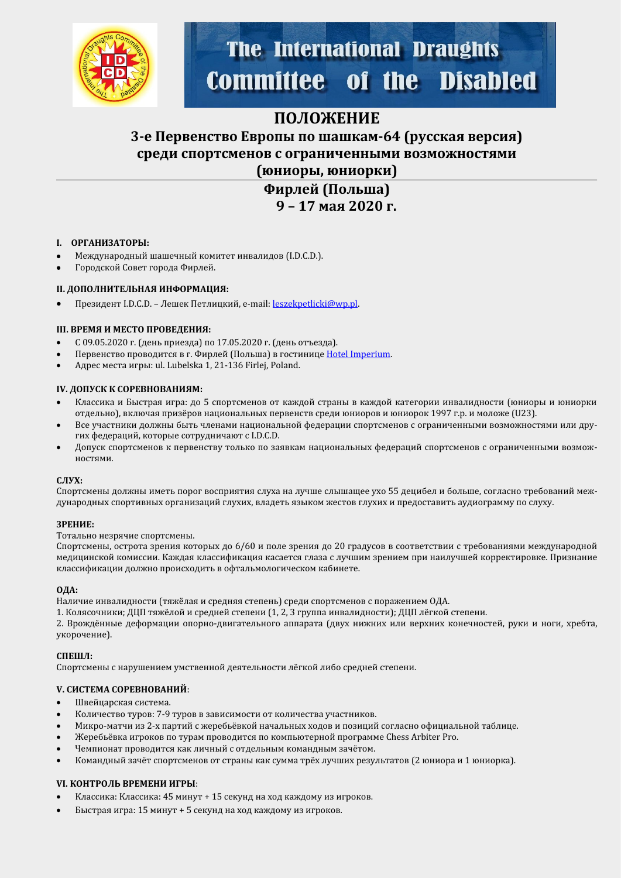The International Draughts Committee of the Disabled

# ПОЛОЖЕНИЕ

## 3-е Первенство Европы по шашкам-64 (русская версия) среди спортсменов с ограниченными возможностями (юниоры, юниорки)

## Фирлей (Польша) 9 – 17 мая 2020 г.

### I. ОРГАНИЗАТОРЫ:

- Международный шашечный комитет инвалидов (I.D.C.D.).
- Городской Совет города Фирлей.

### II. ДОПОЛНИТЕЛЬНАЯ ИНФОРМАЦИЯ:

- Президент I.D.C.D. – Лешек Петлицкий, e-mail: leszekpetlicki@wp.pl.

### III. ВРЕМЯ И МЕСТО ПРОВЕДЕНИЯ:

- С 09.05.2020 г. (день приезда) по 17.05.2020 г. (день отъезда).
- Первенство проводится в г. Фирлей (Польша) в гостинице Hotel Imperium.
- Адрес места игры: ul. Lubelska 1, 21-136 Firlej, Poland.

### IV. ДОПУСК К СОРЕВНОВАНИЯМ:

- Классика и Быстрая игра: до 5 спортсменов от каждой страны в каждой категории инвалидности (юниоры и юниорки отдельно), включая призёров национальных первенств среди юниоров и юниорок 1997 г.р. и моложе (U23).
- Все участники должны быть членами национальной федерации спортсменов с ограниченными возможностями или других федераций, которые сотрудничают с I.D.C.D.
- Допуск спортсменов к первенству только по заявкам национальных федераций спортсменов с ограниченными возможностями.

**СЛУХ:**

Спортсмены должны иметь порог восприятия слуха на лучше слышащее ухо 55 децибел и больше, согласно требований международных спортивных организаций глухих, владеть языком жестов глухих и предоставить аудиограмму по слуху.

**ЗРЕНИЕ:**

Тотально незрячие спортсмены.

Спортсмены, острота зрения которых до 6/60 и поле зрения до 20 градусов в соответствии с требованиями международной медицинской комиссии. Каждая классификация касается глаза с лучшим зрением при наилучшей корректировке. Признание классификации должно происходить в офтальмологическом кабинете.

**ОДА:**

Наличие инвалидности (тяжёлая и средняя степень) среди спортсменов с поражением ОДА.

1. Колясочники; ДЦП тяжёлой и средней степени (1, 2, 3 группа инвалидности); ДЦП лёгкой степени.
2. Врождённые деформации опорно-двигательного аппарата (двух нижних или верхних конечностей, руки и ноги, хребта, укорочение).

**СПЕШЛ:**

Спортсмены с нарушением умственной деятельности лёгкой либо средней степени.

### V. СИСТЕМА СОРЕВНОВАНИЙ:

- Швейцарская система.
- Количество туров: 7-9 туров в зависимости от количества участников.
- Микро-матчи из 2-х партий с жеребьёвкой начальных ходов и позиций согласно официальной таблице.
- Жеребьёвка игроков по турам проводится по компьютерной программе Chess Arbiter Pro.
- Чемпионат проводится как личный с отдельным командным зачётом.
- Командный зачёт спортсменов от страны как сумма трёх лучших результатов (2 юниора и 1 юниорка).

### VI. КОНТРОЛЬ ВРЕМЕНИ ИГРЫ:

- Классика: Классика: 45 минут + 15 секунд на ход каждому из игроков.
- Быстрая игра: 15 минут + 5 секунд на ход каждому из игроков.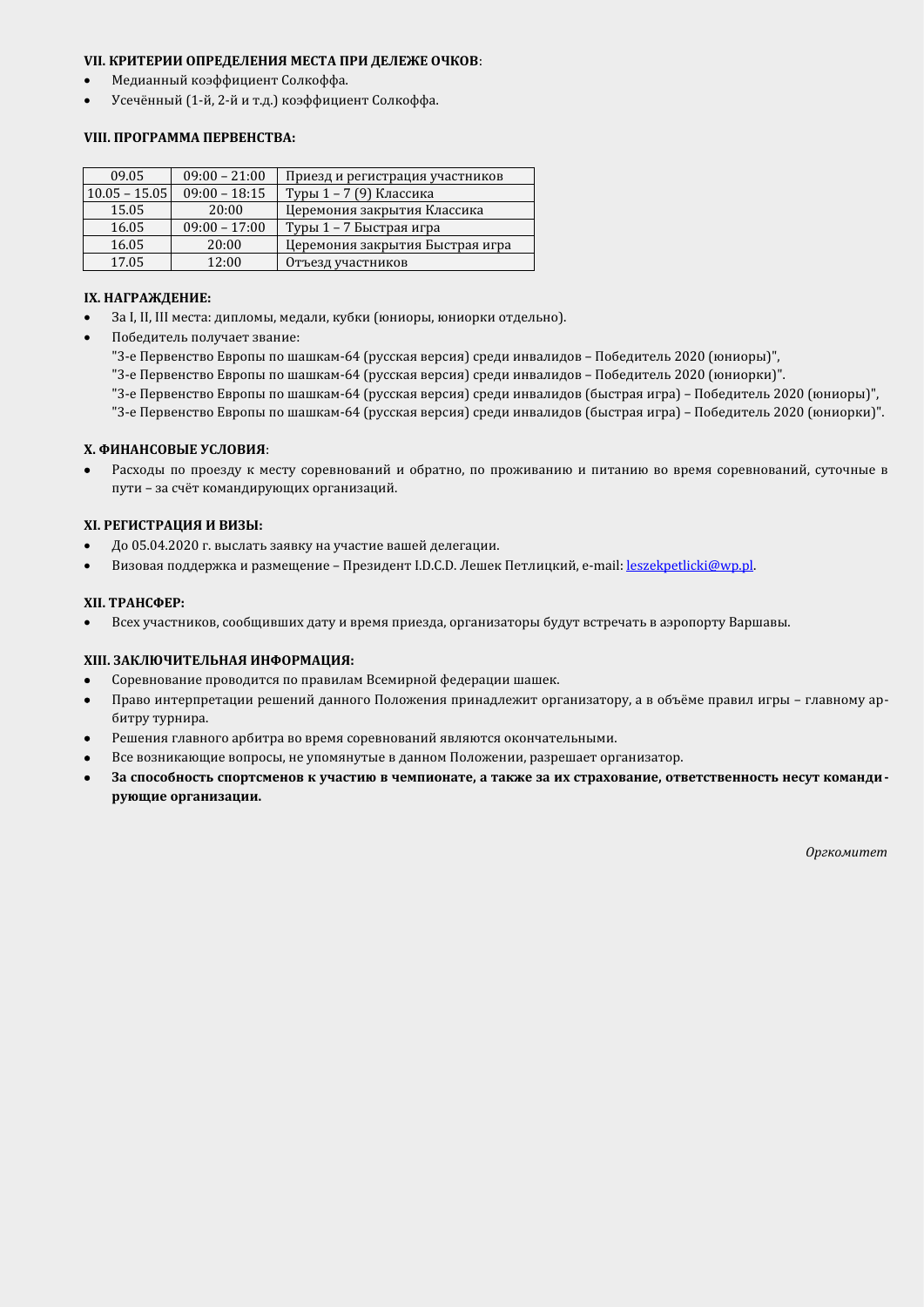**VII. КРИТЕРИИ ОПРЕДЕЛЕНИЯ МЕСТА ПРИ ДЕЛЕЖЕ ОЧКОВ**:

- Медианный коэффициент Солкоффа.
- Усечённый (1-й, 2-й и т.д.) коэффициент Солкоффа.

**VIII. ПРОГРАММА ПЕРВЕНСТВА:**

| | | |
|---|---|---|
| 09.05 | 09:00 – 21:00 | Приезд и регистрация участников |
| 10.05 – 15.05 | 09:00 – 18:15 | Туры 1 – 7 (9) Классика |
| 15.05 | 20:00 | Церемония закрытия Классика |
| 16.05 | 09:00 – 17:00 | Туры 1 – 7 Быстрая игра |
| 16.05 | 20:00 | Церемония закрытия Быстрая игра |
| 17.05 | 12:00 | Отъезд участников |

**IX. НАГРАЖДЕНИЕ:**

- За I, II, III места: дипломы, медали, кубки (юниоры, юниорки отдельно).
- Победитель получает звание:

  "3-е Первенство Европы по шашкам-64 (русская версия) среди инвалидов – Победитель 2020 (юниоры)",

  "3-е Первенство Европы по шашкам-64 (русская версия) среди инвалидов – Победитель 2020 (юниорки)".

  "3-е Первенство Европы по шашкам-64 (русская версия) среди инвалидов (быстрая игра) – Победитель 2020 (юниоры)",

  "3-е Первенство Европы по шашкам-64 (русская версия) среди инвалидов (быстрая игра) – Победитель 2020 (юниорки)".

**X. ФИНАНСОВЫЕ УСЛОВИЯ**:

- Расходы по проезду к месту соревнований и обратно, по проживанию и питанию во время соревнований, суточные в пути – за счёт командирующих организаций.

**XI. РЕГИСТРАЦИЯ И ВИЗЫ:**

- До 05.04.2020 г. выслать заявку на участие вашей делегации.
- Визовая поддержка и размещение – Президент I.D.C.D. Лешек Петлицкий, e-mail: leszekpetlicki@wp.pl.

**XII. ТРАНСФЕР:**

- Всех участников, сообщивших дату и время приезда, организаторы будут встречать в аэропорту Варшавы.

**XIII. ЗАКЛЮЧИТЕЛЬНАЯ ИНФОРМАЦИЯ:**

- Соревнование проводится по правилам Всемирной федерации шашек.
- Право интерпретации решений данного Положения принадлежит организатору, а в объёме правил игры – главному арбитру турнира.
- Решения главного арбитра во время соревнований являются окончательными.
- Все возникающие вопросы, не упомянутые в данном Положении, разрешает организатор.
- **За способность спортсменов к участию в чемпионате, а также за их страхование, ответственность несут командирующие организации.**

*Оргкомитет*